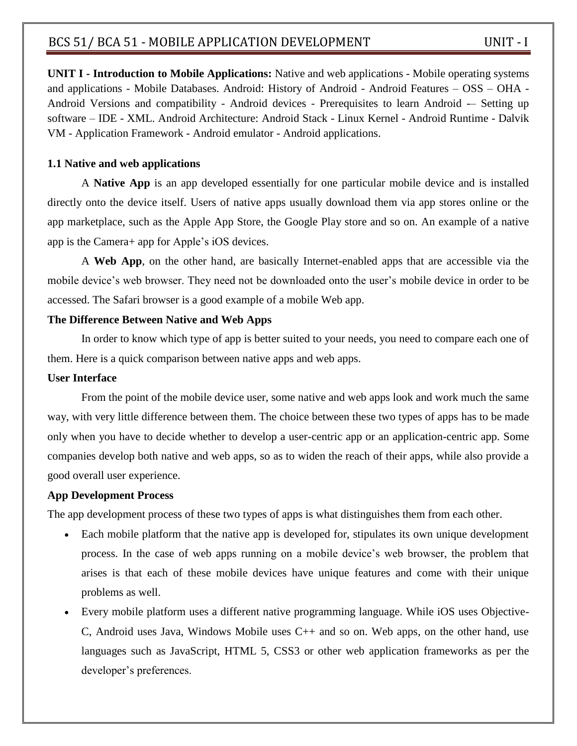**UNIT I - Introduction to Mobile Applications:** Native and web applications - Mobile operating systems and applications - Mobile Databases. Android: History of Android - Android Features – OSS – OHA - Android Versions and compatibility - Android devices - Prerequisites to learn Android -– Setting up software – IDE - XML. Android Architecture: Android Stack - Linux Kernel - Android Runtime - Dalvik VM - Application Framework - Android emulator - Android applications.

### 1.1 Native and web applications

A **Native App** is an app developed essentially for one particular mobile device and is installed directly onto the device itself. Users of native apps usually download them via app stores online or the app marketplace, such as the Apple App Store, the Google Play store and so on. An example of a native app is the Camera+ app for Apple's iOS devices.

A **Web App**, on the other hand, are basically Internet-enabled apps that are accessible via the mobile device's web browser. They need not be downloaded onto the user's mobile device in order to be accessed. The Safari browser is a good example of a mobile Web app.

#### The Difference Between Native and Web Apps

In order to know which type of app is better suited to your needs, you need to compare each one of them. Here is a quick comparison between native apps and web apps.

#### User Interface

From the point of the mobile device user, some native and web apps look and work much the same way, with very little difference between them. The choice between these two types of apps has to be made only when you have to decide whether to develop a user-centric app or an application-centric app. Some companies develop both native and web apps, so as to widen the reach of their apps, while also provide a good overall user experience.

#### App Development Process

The app development process of these two types of apps is what distinguishes them from each other.

- Each mobile platform that the native app is developed for, stipulates its own unique development process. In the case of web apps running on a mobile device's web browser, the problem that arises is that each of these mobile devices have unique features and come with their unique problems as well.
- Every mobile platform uses a different native programming language. While iOS uses Objective-C, Android uses Java, Windows Mobile uses C++ and so on. Web apps, on the other hand, use languages such as JavaScript, HTML 5, CSS3 or other web application frameworks as per the developer's preferences.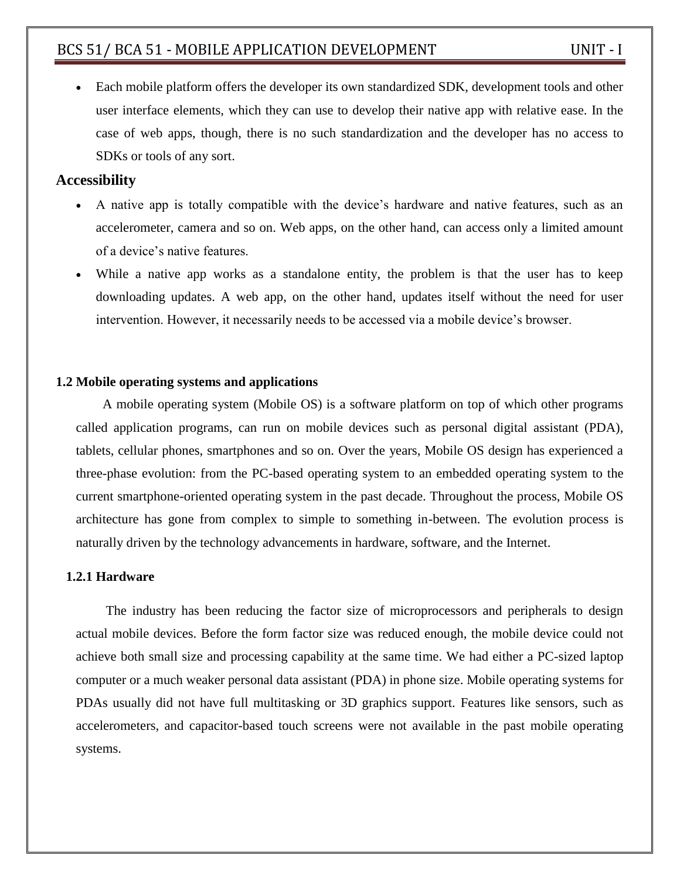- Each mobile platform offers the developer its own standardized SDK, development tools and other user interface elements, which they can use to develop their native app with relative ease. In the case of web apps, though, there is no such standardization and the developer has no access to SDKs or tools of any sort.

### Accessibility

- A native app is totally compatible with the device's hardware and native features, such as an accelerometer, camera and so on. Web apps, on the other hand, can access only a limited amount of a device's native features.
- While a native app works as a standalone entity, the problem is that the user has to keep downloading updates. A web app, on the other hand, updates itself without the need for user intervention. However, it necessarily needs to be accessed via a mobile device's browser.

## 1.2 Mobile operating systems and applications

A mobile operating system (Mobile OS) is a software platform on top of which other programs called application programs, can run on mobile devices such as personal digital assistant (PDA), tablets, cellular phones, smartphones and so on. Over the years, Mobile OS design has experienced a three-phase evolution: from the PC-based operating system to an embedded operating system to the current smartphone-oriented operating system in the past decade. Throughout the process, Mobile OS architecture has gone from complex to simple to something in-between. The evolution process is naturally driven by the technology advancements in hardware, software, and the Internet.

### 1.2.1 Hardware

The industry has been reducing the factor size of microprocessors and peripherals to design actual mobile devices. Before the form factor size was reduced enough, the mobile device could not achieve both small size and processing capability at the same time. We had either a PC-sized laptop computer or a much weaker personal data assistant (PDA) in phone size. Mobile operating systems for PDAs usually did not have full multitasking or 3D graphics support. Features like sensors, such as accelerometers, and capacitor-based touch screens were not available in the past mobile operating systems.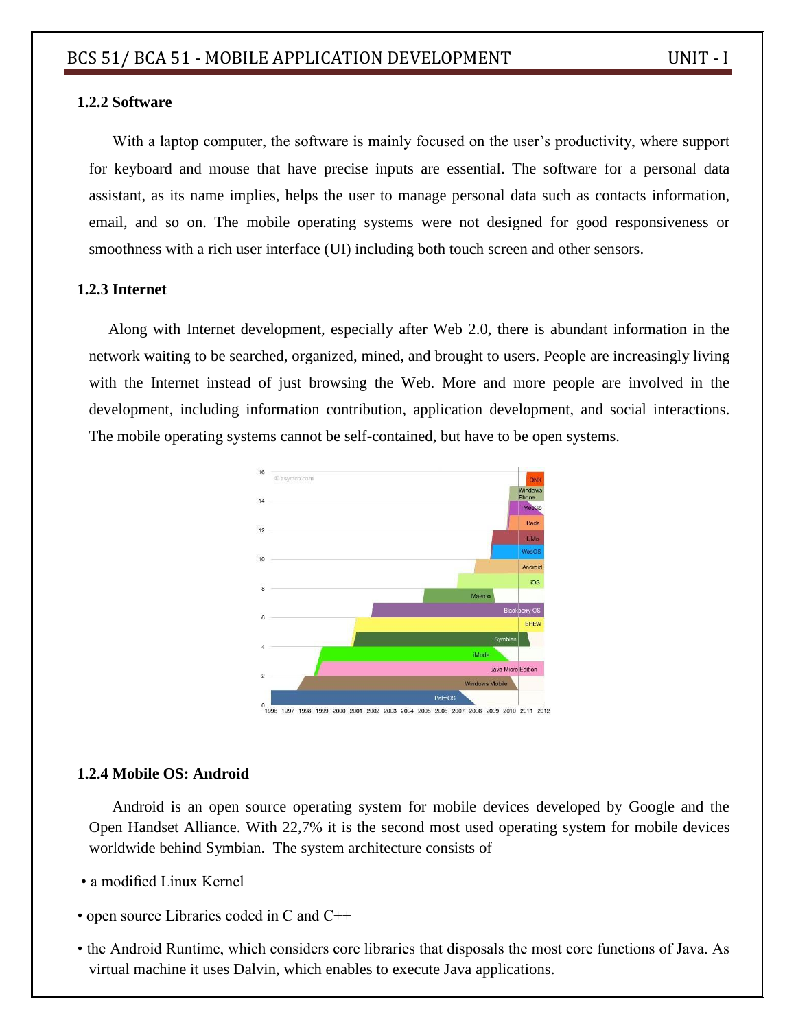### 1.2.2 Software

With a laptop computer, the software is mainly focused on the user's productivity, where support for keyboard and mouse that have precise inputs are essential. The software for a personal data assistant, as its name implies, helps the user to manage personal data such as contacts information, email, and so on. The mobile operating systems were not designed for good responsiveness or smoothness with a rich user interface (UI) including both touch screen and other sensors.

### 1.2.3 Internet

Along with Internet development, especially after Web 2.0, there is abundant information in the network waiting to be searched, organized, mined, and brought to users. People are increasingly living with the Internet instead of just browsing the Web. More and more people are involved in the development, including information contribution, application development, and social interactions. The mobile operating systems cannot be self-contained, but have to be open systems.

### 1.2.4 Mobile OS: Android

Android is an open source operating system for mobile devices developed by Google and the Open Handset Alliance. With 22,7% it is the second most used operating system for mobile devices worldwide behind Symbian. The system architecture consists of

- a modified Linux Kernel
- open source Libraries coded in C and C++
- the Android Runtime, which considers core libraries that disposals the most core functions of Java. As virtual machine it uses Dalvin, which enables to execute Java applications.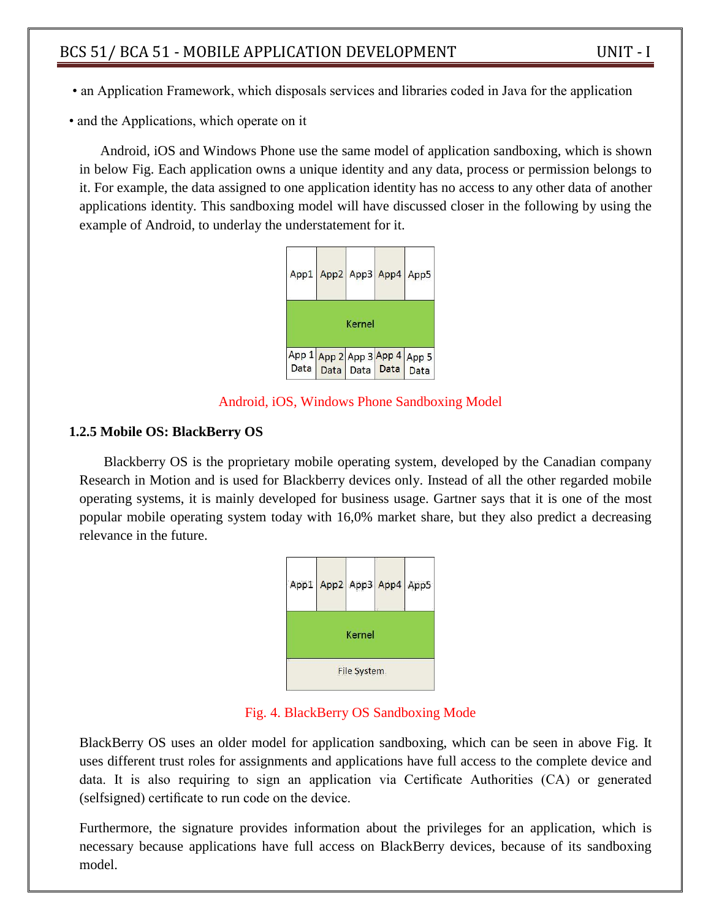• an Application Framework, which disposals services and libraries coded in Java for the application

• and the Applications, which operate on it

Android, iOS and Windows Phone use the same model of application sandboxing, which is shown in below Fig. Each application owns a unique identity and any data, process or permission belongs to it. For example, the data assigned to one application identity has no access to any other data of another applications identity. This sandboxing model will have discussed closer in the following by using the example of Android, to underlay the understatement for it.

| App1 | App2 | App3 | App4 | App5 |
|---|---|---|---|---|
| Kernel | | | | |
| App 1 Data | App 2 Data | App 3 Data | App 4 Data | App 5 Data |

Android, iOS, Windows Phone Sandboxing Model

### 1.2.5 Mobile OS: BlackBerry OS

Blackberry OS is the proprietary mobile operating system, developed by the Canadian company Research in Motion and is used for Blackberry devices only. Instead of all the other regarded mobile operating systems, it is mainly developed for business usage. Gartner says that it is one of the most popular mobile operating system today with 16,0% market share, but they also predict a decreasing relevance in the future.

| App1 | App2 | App3 | App4 | App5 |
|---|---|---|---|---|
| Kernel | | | | |
| File System | | | | |

Fig. 4. BlackBerry OS Sandboxing Mode

BlackBerry OS uses an older model for application sandboxing, which can be seen in above Fig. It uses different trust roles for assignments and applications have full access to the complete device and data. It is also requiring to sign an application via Certificate Authorities (CA) or generated (selfsigned) certificate to run code on the device.

Furthermore, the signature provides information about the privileges for an application, which is necessary because applications have full access on BlackBerry devices, because of its sandboxing model.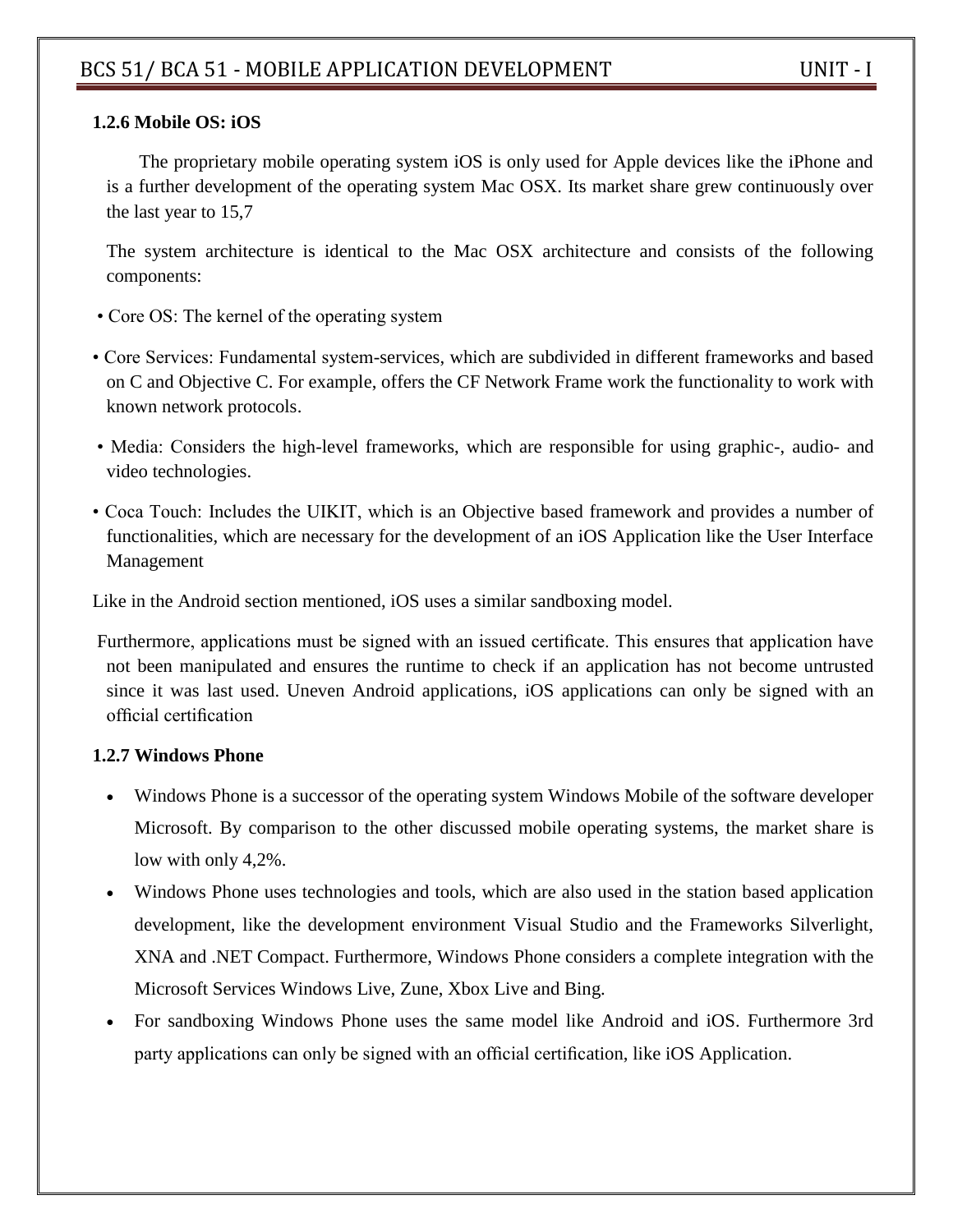### 1.2.6 Mobile OS: iOS

The proprietary mobile operating system iOS is only used for Apple devices like the iPhone and is a further development of the operating system Mac OSX. Its market share grew continuously over the last year to 15,7

The system architecture is identical to the Mac OSX architecture and consists of the following components:

• Core OS: The kernel of the operating system

• Core Services: Fundamental system-services, which are subdivided in different frameworks and based on C and Objective C. For example, offers the CF Network Frame work the functionality to work with known network protocols.

• Media: Considers the high-level frameworks, which are responsible for using graphic-, audio- and video technologies.

• Coca Touch: Includes the UIKIT, which is an Objective based framework and provides a number of functionalities, which are necessary for the development of an iOS Application like the User Interface Management

Like in the Android section mentioned, iOS uses a similar sandboxing model.

Furthermore, applications must be signed with an issued certificate. This ensures that application have not been manipulated and ensures the runtime to check if an application has not become untrusted since it was last used. Uneven Android applications, iOS applications can only be signed with an official certification

### 1.2.7 Windows Phone

- Windows Phone is a successor of the operating system Windows Mobile of the software developer Microsoft. By comparison to the other discussed mobile operating systems, the market share is low with only 4,2%.
- Windows Phone uses technologies and tools, which are also used in the station based application development, like the development environment Visual Studio and the Frameworks Silverlight, XNA and .NET Compact. Furthermore, Windows Phone considers a complete integration with the Microsoft Services Windows Live, Zune, Xbox Live and Bing.
- For sandboxing Windows Phone uses the same model like Android and iOS. Furthermore 3rd party applications can only be signed with an official certification, like iOS Application.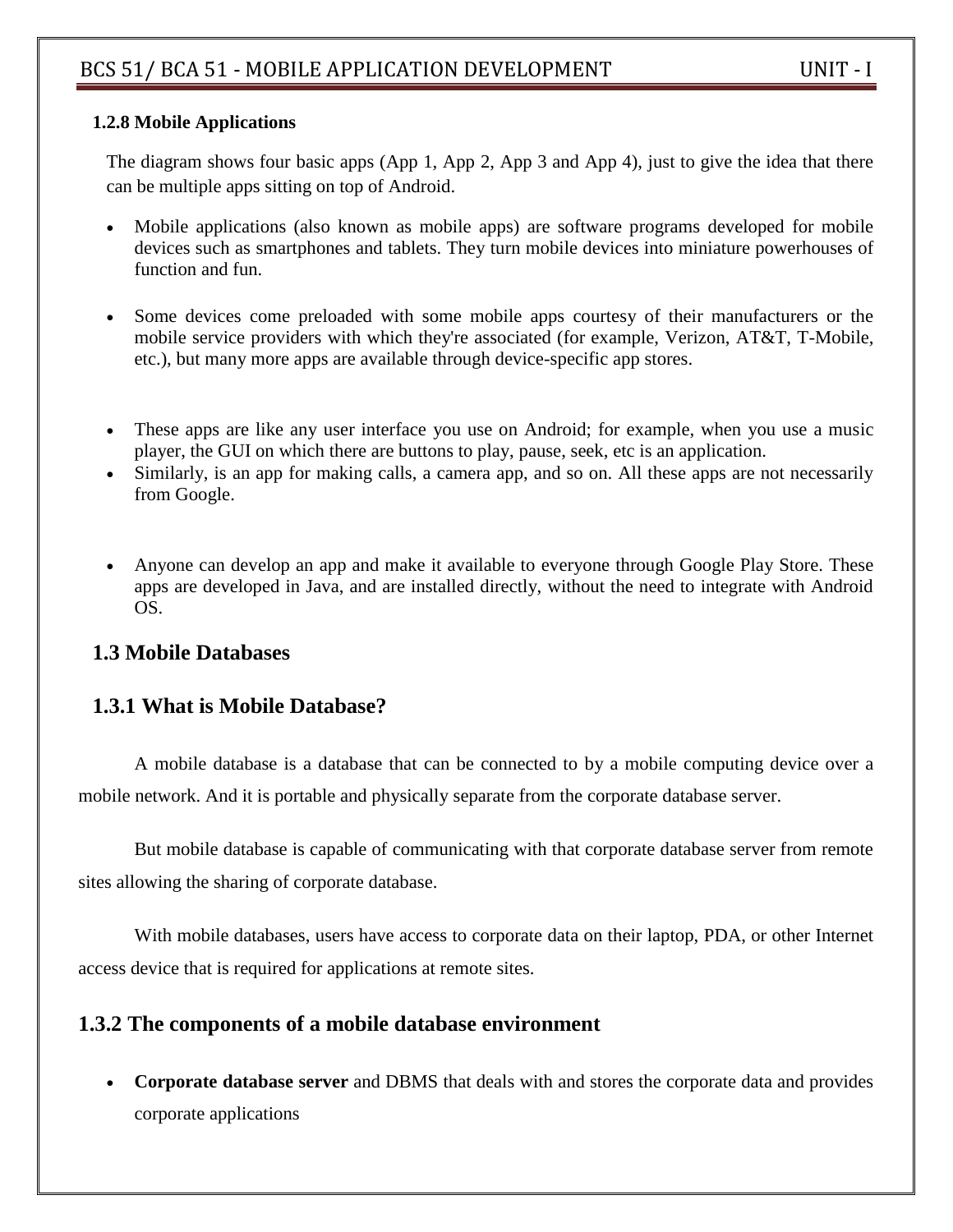### 1.2.8 Mobile Applications

The diagram shows four basic apps (App 1, App 2, App 3 and App 4), just to give the idea that there can be multiple apps sitting on top of Android.

- Mobile applications (also known as mobile apps) are software programs developed for mobile devices such as smartphones and tablets. They turn mobile devices into miniature powerhouses of function and fun.

- Some devices come preloaded with some mobile apps courtesy of their manufacturers or the mobile service providers with which they're associated (for example, Verizon, AT&T, T-Mobile, etc.), but many more apps are available through device-specific app stores.

- These apps are like any user interface you use on Android; for example, when you use a music player, the GUI on which there are buttons to play, pause, seek, etc is an application.
- Similarly, is an app for making calls, a camera app, and so on. All these apps are not necessarily from Google.

- Anyone can develop an app and make it available to everyone through Google Play Store. These apps are developed in Java, and are installed directly, without the need to integrate with Android OS.

## 1.3 Mobile Databases

### 1.3.1 What is Mobile Database?

A mobile database is a database that can be connected to by a mobile computing device over a mobile network. And it is portable and physically separate from the corporate database server.

But mobile database is capable of communicating with that corporate database server from remote sites allowing the sharing of corporate database.

With mobile databases, users have access to corporate data on their laptop, PDA, or other Internet access device that is required for applications at remote sites.

### 1.3.2 The components of a mobile database environment

- **Corporate database server** and DBMS that deals with and stores the corporate data and provides corporate applications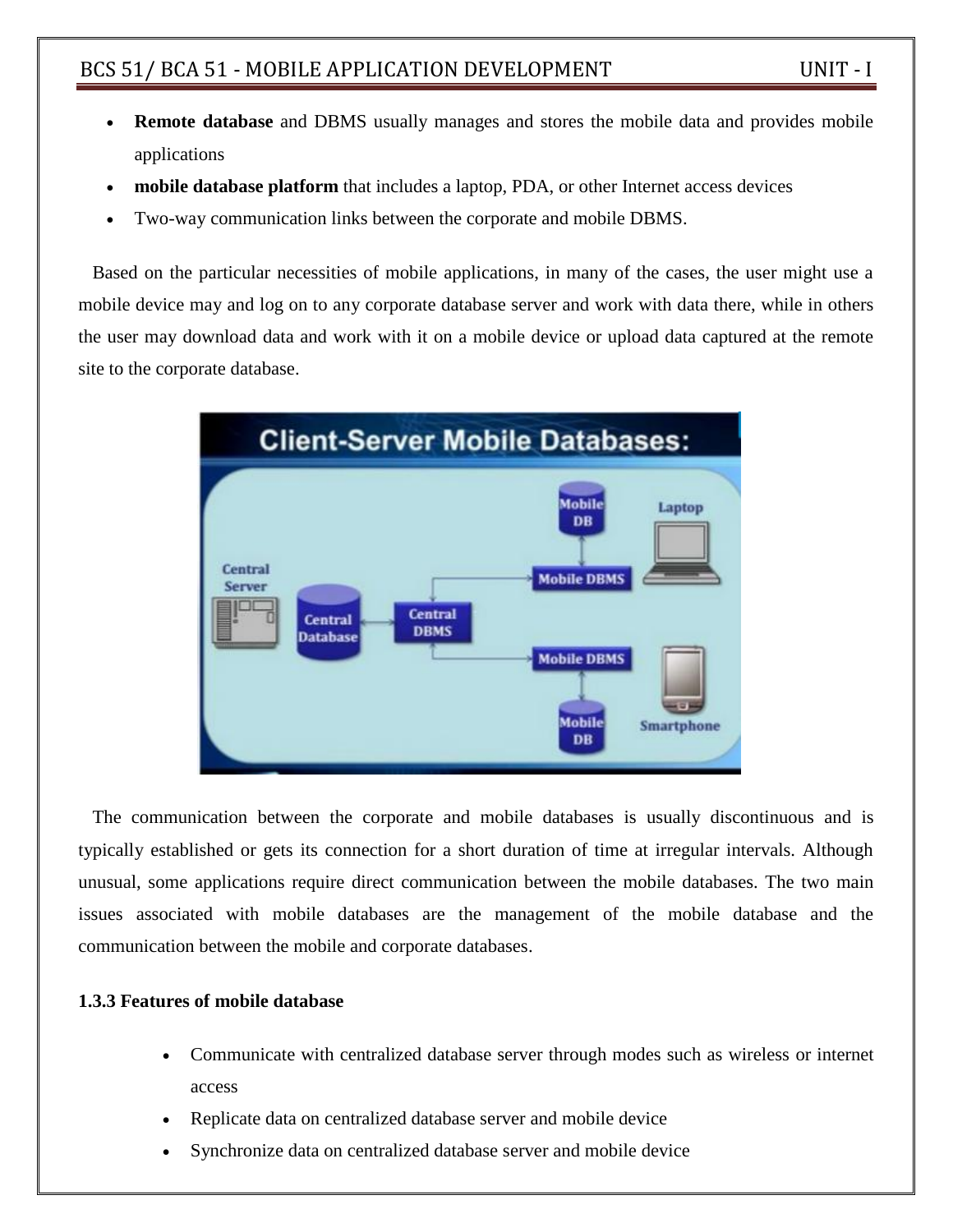- **Remote database** and DBMS usually manages and stores the mobile data and provides mobile applications
- **mobile database platform** that includes a laptop, PDA, or other Internet access devices
- Two-way communication links between the corporate and mobile DBMS.

Based on the particular necessities of mobile applications, in many of the cases, the user might use a mobile device may and log on to any corporate database server and work with data there, while in others the user may download data and work with it on a mobile device or upload data captured at the remote site to the corporate database.

The communication between the corporate and mobile databases is usually discontinuous and is typically established or gets its connection for a short duration of time at irregular intervals. Although unusual, some applications require direct communication between the mobile databases. The two main issues associated with mobile databases are the management of the mobile database and the communication between the mobile and corporate databases.

### 1.3.3 Features of mobile database

- Communicate with centralized database server through modes such as wireless or internet access
- Replicate data on centralized database server and mobile device
- Synchronize data on centralized database server and mobile device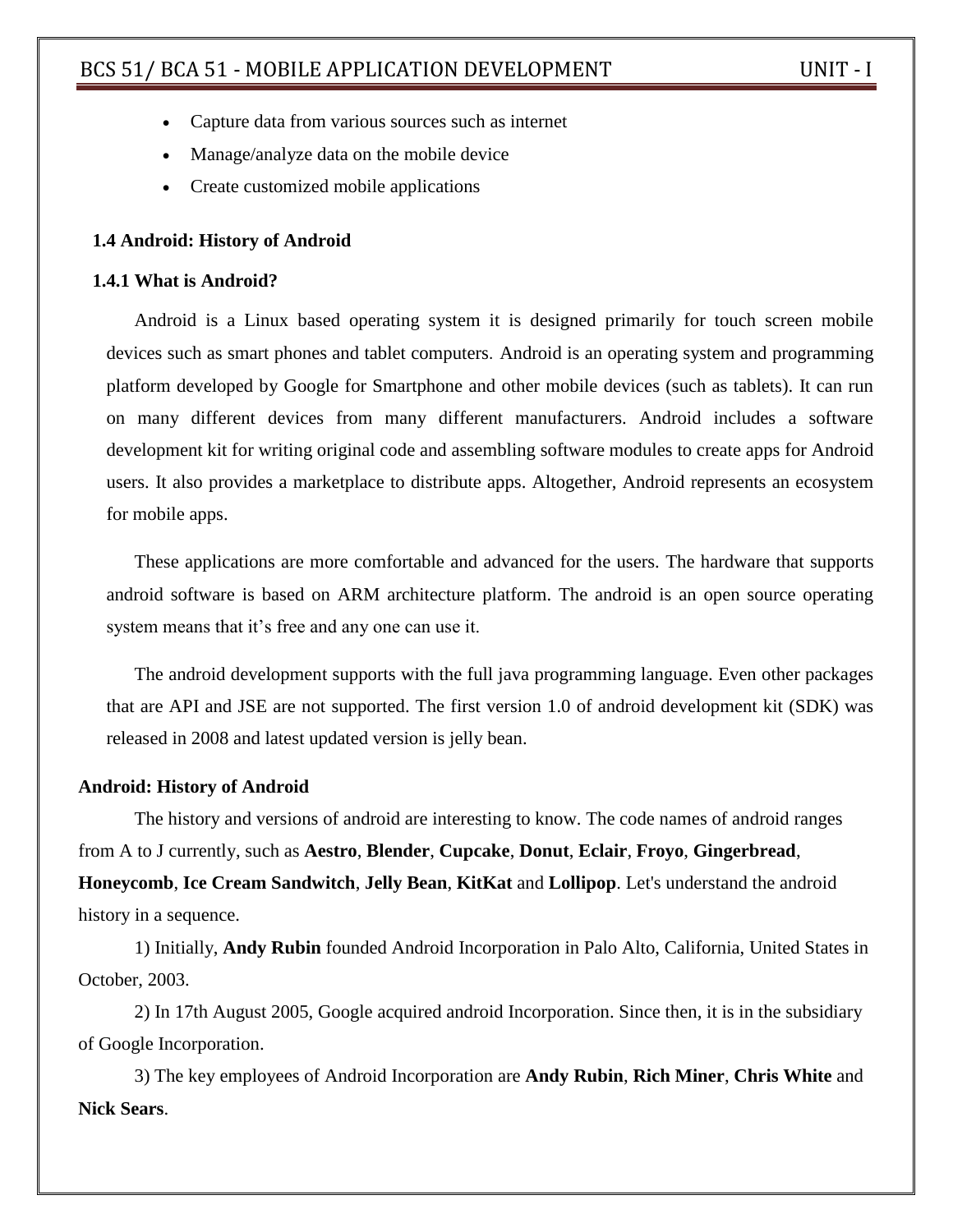- Capture data from various sources such as internet
- Manage/analyze data on the mobile device
- Create customized mobile applications

### 1.4 Android: History of Android

#### 1.4.1 What is Android?

Android is a Linux based operating system it is designed primarily for touch screen mobile devices such as smart phones and tablet computers. Android is an operating system and programming platform developed by Google for Smartphone and other mobile devices (such as tablets). It can run on many different devices from many different manufacturers. Android includes a software development kit for writing original code and assembling software modules to create apps for Android users. It also provides a marketplace to distribute apps. Altogether, Android represents an ecosystem for mobile apps.

These applications are more comfortable and advanced for the users. The hardware that supports android software is based on ARM architecture platform. The android is an open source operating system means that it's free and any one can use it.

The android development supports with the full java programming language. Even other packages that are API and JSE are not supported. The first version 1.0 of android development kit (SDK) was released in 2008 and latest updated version is jelly bean.

**Android: History of Android**

The history and versions of android are interesting to know. The code names of android ranges from A to J currently, such as **Aestro**, **Blender**, **Cupcake**, **Donut**, **Eclair**, **Froyo**, **Gingerbread**, **Honeycomb**, **Ice Cream Sandwitch**, **Jelly Bean**, **KitKat** and **Lollipop**. Let's understand the android history in a sequence.

1) Initially, **Andy Rubin** founded Android Incorporation in Palo Alto, California, United States in October, 2003.

2) In 17th August 2005, Google acquired android Incorporation. Since then, it is in the subsidiary of Google Incorporation.

3) The key employees of Android Incorporation are **Andy Rubin**, **Rich Miner**, **Chris White** and **Nick Sears**.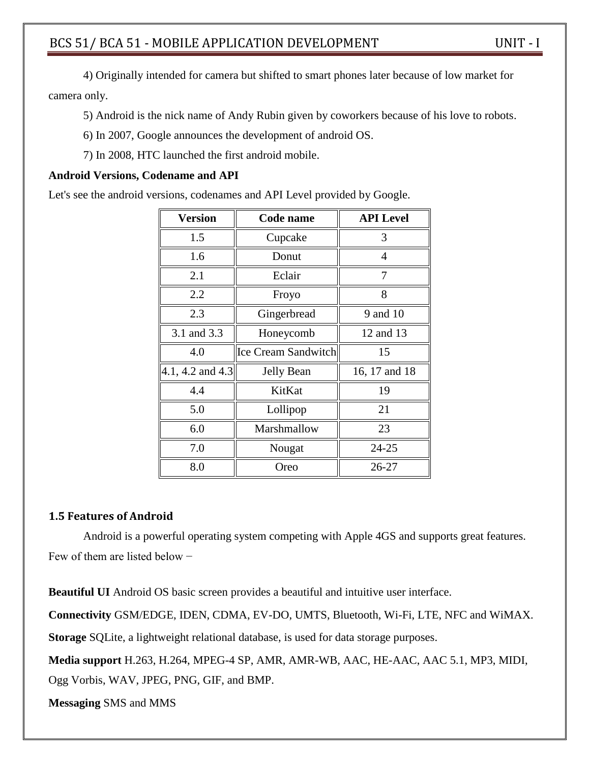4) Originally intended for camera but shifted to smart phones later because of low market for camera only.

5) Android is the nick name of Andy Rubin given by coworkers because of his love to robots.

6) In 2007, Google announces the development of android OS.

7) In 2008, HTC launched the first android mobile.

**Android Versions, Codename and API**

Let's see the android versions, codenames and API Level provided by Google.

| Version | Code name | API Level |
|---|---|---|
| 1.5 | Cupcake | 3 |
| 1.6 | Donut | 4 |
| 2.1 | Eclair | 7 |
| 2.2 | Froyo | 8 |
| 2.3 | Gingerbread | 9 and 10 |
| 3.1 and 3.3 | Honeycomb | 12 and 13 |
| 4.0 | Ice Cream Sandwitch | 15 |
| 4.1, 4.2 and 4.3 | Jelly Bean | 16, 17 and 18 |
| 4.4 | KitKat | 19 |
| 5.0 | Lollipop | 21 |
| 6.0 | Marshmallow | 23 |
| 7.0 | Nougat | 24-25 |
| 8.0 | Oreo | 26-27 |

### 1.5 Features of Android

Android is a powerful operating system competing with Apple 4GS and supports great features. Few of them are listed below −

**Beautiful UI** Android OS basic screen provides a beautiful and intuitive user interface.

**Connectivity** GSM/EDGE, IDEN, CDMA, EV-DO, UMTS, Bluetooth, Wi-Fi, LTE, NFC and WiMAX.

**Storage** SQLite, a lightweight relational database, is used for data storage purposes.

**Media support** H.263, H.264, MPEG-4 SP, AMR, AMR-WB, AAC, HE-AAC, AAC 5.1, MP3, MIDI, Ogg Vorbis, WAV, JPEG, PNG, GIF, and BMP.

**Messaging** SMS and MMS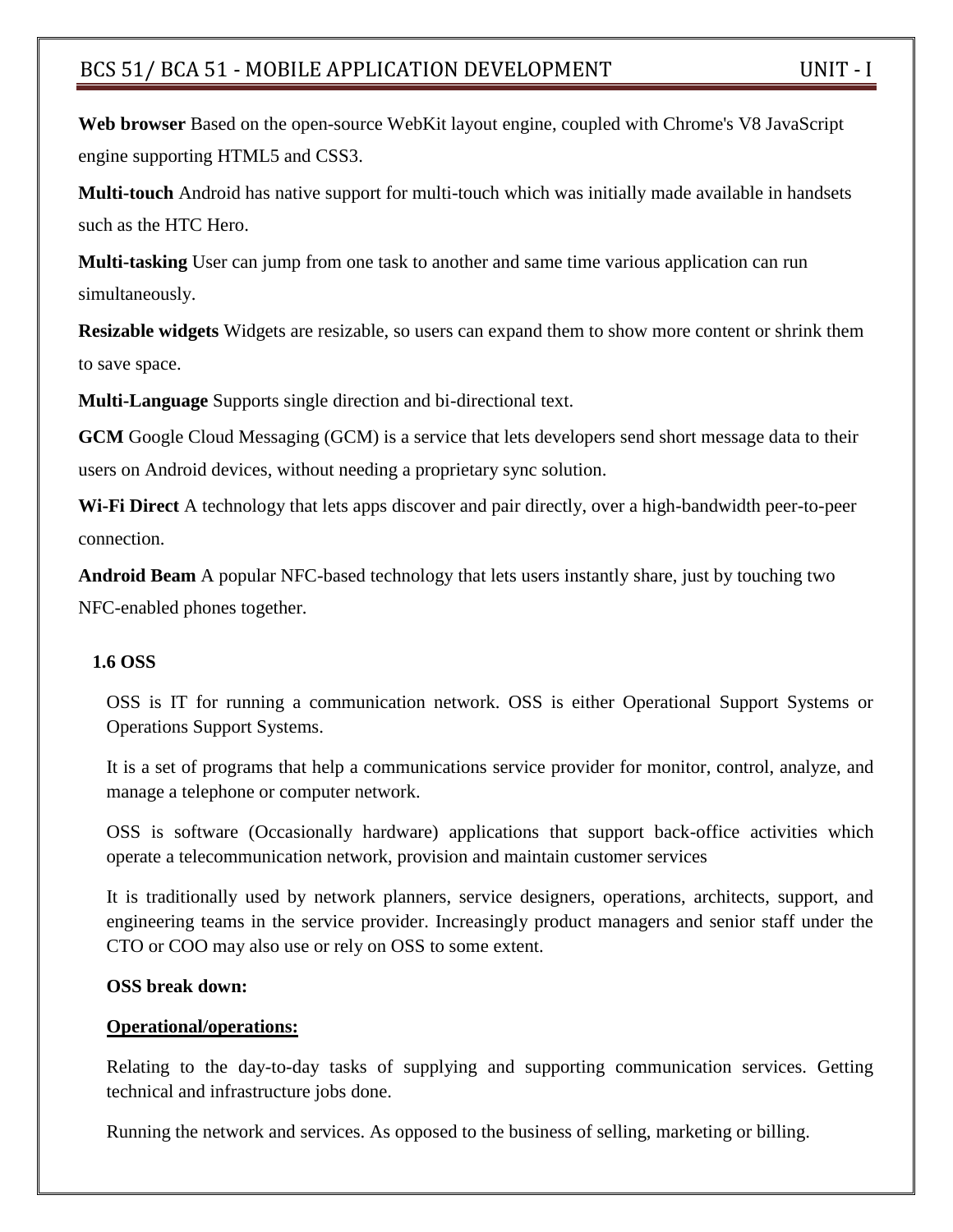**Web browser** Based on the open-source WebKit layout engine, coupled with Chrome's V8 JavaScript engine supporting HTML5 and CSS3.

**Multi-touch** Android has native support for multi-touch which was initially made available in handsets such as the HTC Hero.

**Multi-tasking** User can jump from one task to another and same time various application can run simultaneously.

**Resizable widgets** Widgets are resizable, so users can expand them to show more content or shrink them to save space.

**Multi-Language** Supports single direction and bi-directional text.

**GCM** Google Cloud Messaging (GCM) is a service that lets developers send short message data to their users on Android devices, without needing a proprietary sync solution.

**Wi-Fi Direct** A technology that lets apps discover and pair directly, over a high-bandwidth peer-to-peer connection.

**Android Beam** A popular NFC-based technology that lets users instantly share, just by touching two NFC-enabled phones together.

### 1.6 OSS

OSS is IT for running a communication network. OSS is either Operational Support Systems or Operations Support Systems.

It is a set of programs that help a communications service provider for monitor, control, analyze, and manage a telephone or computer network.

OSS is software (Occasionally hardware) applications that support back-office activities which operate a telecommunication network, provision and maintain customer services

It is traditionally used by network planners, service designers, operations, architects, support, and engineering teams in the service provider. Increasingly product managers and senior staff under the CTO or COO may also use or rely on OSS to some extent.

**OSS break down:**

**<u>Operational/operations:</u>**

Relating to the day-to-day tasks of supplying and supporting communication services. Getting technical and infrastructure jobs done.

Running the network and services. As opposed to the business of selling, marketing or billing.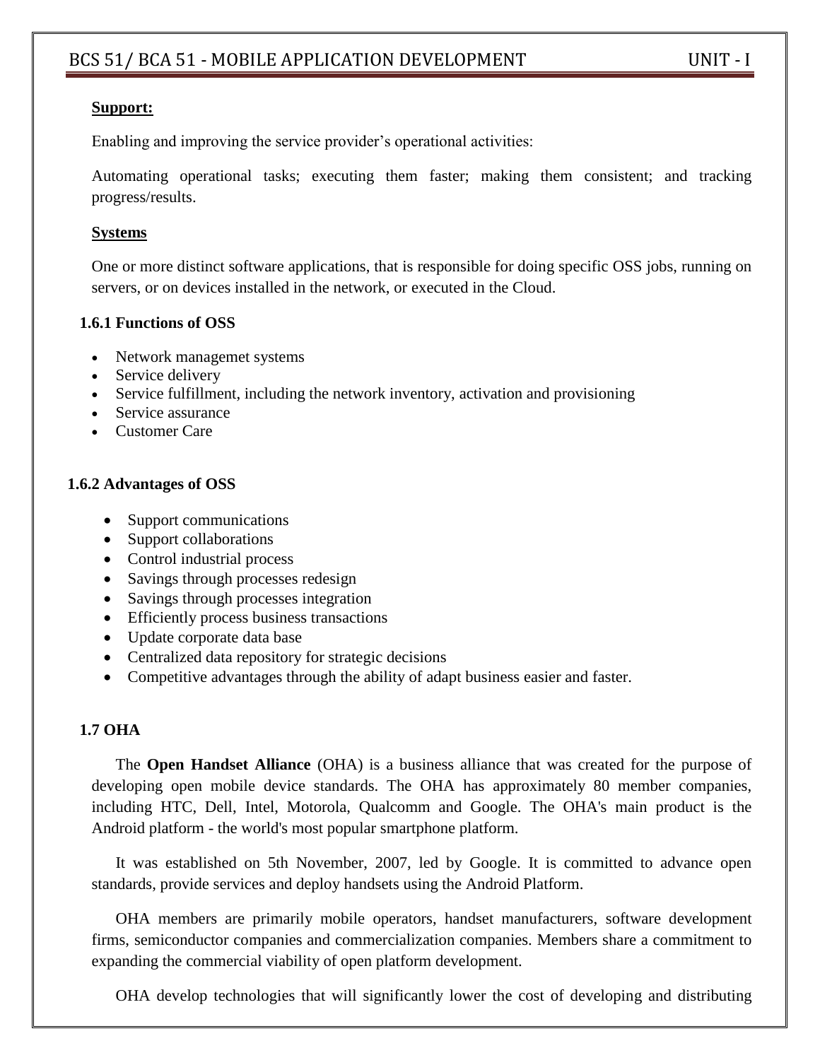**Support:**

Enabling and improving the service provider's operational activities:

Automating operational tasks; executing them faster; making them consistent; and tracking progress/results.

**Systems**

One or more distinct software applications, that is responsible for doing specific OSS jobs, running on servers, or on devices installed in the network, or executed in the Cloud.

### 1.6.1 Functions of OSS

- Network managemet systems
- Service delivery
- Service fulfillment, including the network inventory, activation and provisioning
- Service assurance
- Customer Care

### 1.6.2 Advantages of OSS

- Support communications
- Support collaborations
- Control industrial process
- Savings through processes redesign
- Savings through processes integration
- Efficiently process business transactions
- Update corporate data base
- Centralized data repository for strategic decisions
- Competitive advantages through the ability of adapt business easier and faster.

## 1.7 OHA

The **Open Handset Alliance** (OHA) is a business alliance that was created for the purpose of developing open mobile device standards. The OHA has approximately 80 member companies, including HTC, Dell, Intel, Motorola, Qualcomm and Google. The OHA's main product is the Android platform - the world's most popular smartphone platform.

It was established on 5th November, 2007, led by Google. It is committed to advance open standards, provide services and deploy handsets using the Android Platform.

OHA members are primarily mobile operators, handset manufacturers, software development firms, semiconductor companies and commercialization companies. Members share a commitment to expanding the commercial viability of open platform development.

OHA develop technologies that will significantly lower the cost of developing and distributing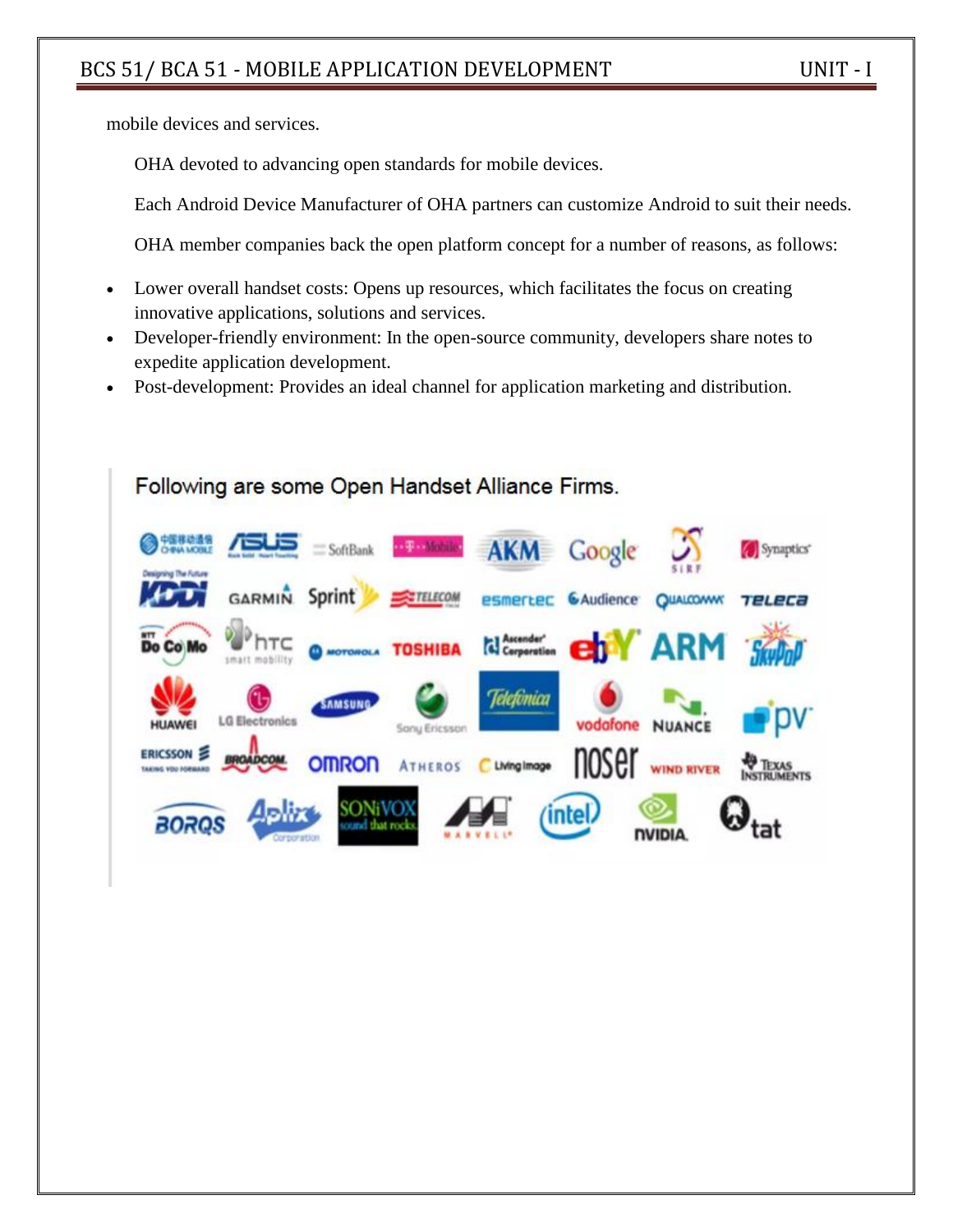mobile devices and services.

OHA devoted to advancing open standards for mobile devices.

Each Android Device Manufacturer of OHA partners can customize Android to suit their needs.

OHA member companies back the open platform concept for a number of reasons, as follows:

- Lower overall handset costs: Opens up resources, which facilitates the focus on creating innovative applications, solutions and services.
- Developer-friendly environment: In the open-source community, developers share notes to expedite application development.
- Post-development: Provides an ideal channel for application marketing and distribution.

Following are some Open Handset Alliance Firms.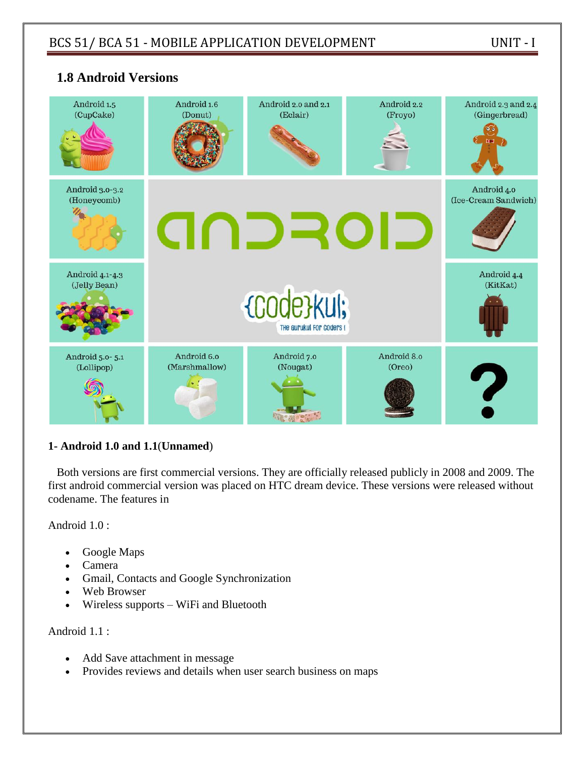## 1.8 Android Versions

### 1- Android 1.0 and 1.1(Unnamed)

Both versions are first commercial versions. They are officially released publicly in 2008 and 2009. The first android commercial version was placed on HTC dream device. These versions were released without codename. The features in

Android 1.0 :

- Google Maps
- Camera
- Gmail, Contacts and Google Synchronization
- Web Browser
- Wireless supports – WiFi and Bluetooth

Android 1.1 :

- Add Save attachment in message
- Provides reviews and details when user search business on maps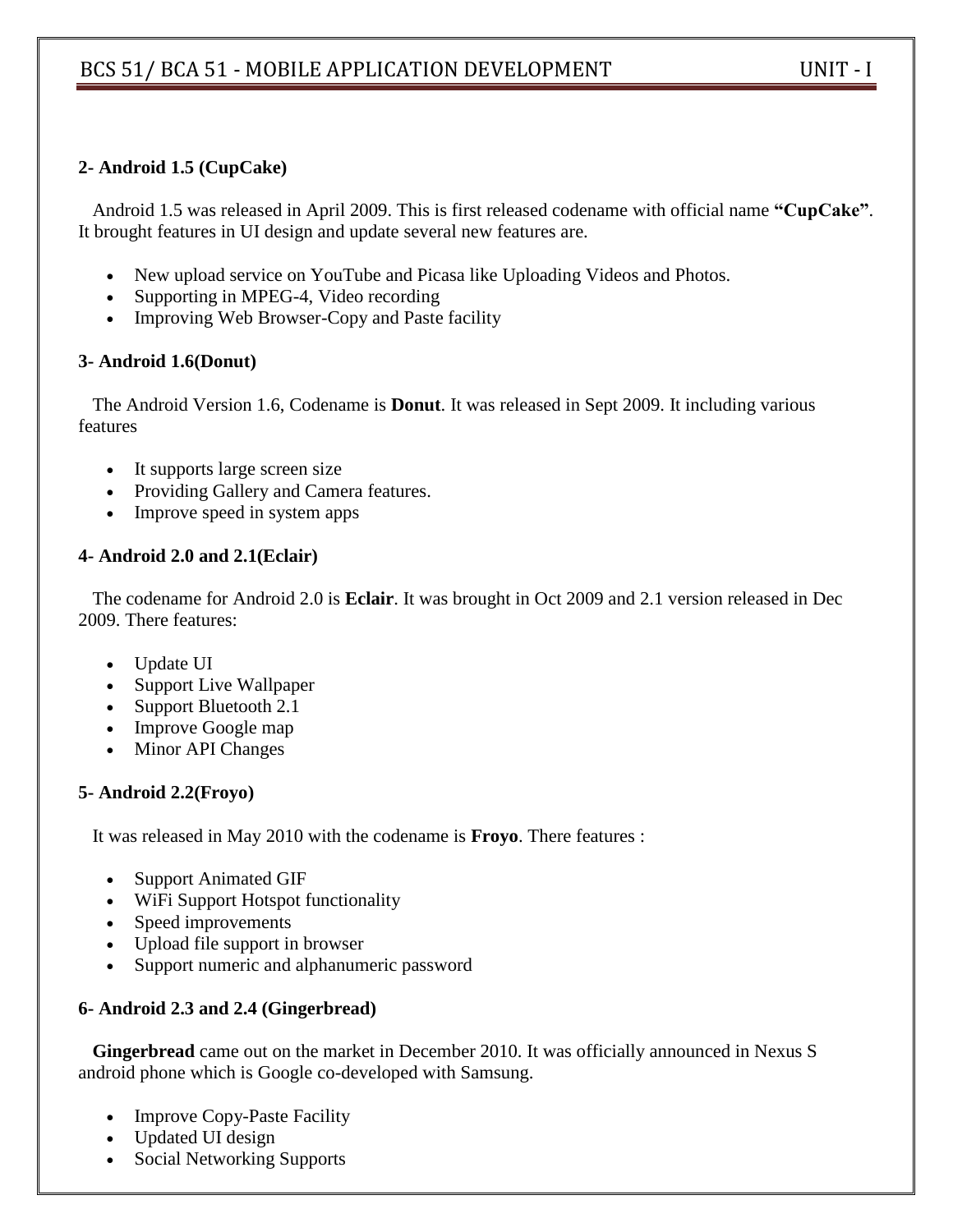**2- Android 1.5 (CupCake)**

Android 1.5 was released in April 2009. This is first released codename with official name **"CupCake"**. It brought features in UI design and update several new features are.

- New upload service on YouTube and Picasa like Uploading Videos and Photos.
- Supporting in MPEG-4, Video recording
- Improving Web Browser-Copy and Paste facility

**3- Android 1.6(Donut)**

The Android Version 1.6, Codename is **Donut**. It was released in Sept 2009. It including various features

- It supports large screen size
- Providing Gallery and Camera features.
- Improve speed in system apps

**4- Android 2.0 and 2.1(Eclair)**

The codename for Android 2.0 is **Eclair**. It was brought in Oct 2009 and 2.1 version released in Dec 2009. There features:

- Update UI
- Support Live Wallpaper
- Support Bluetooth 2.1
- Improve Google map
- Minor API Changes

**5- Android 2.2(Froyo)**

It was released in May 2010 with the codename is **Froyo**. There features :

- Support Animated GIF
- WiFi Support Hotspot functionality
- Speed improvements
- Upload file support in browser
- Support numeric and alphanumeric password

**6- Android 2.3 and 2.4 (Gingerbread)**

**Gingerbread** came out on the market in December 2010. It was officially announced in Nexus S android phone which is Google co-developed with Samsung.

- Improve Copy-Paste Facility
- Updated UI design
- Social Networking Supports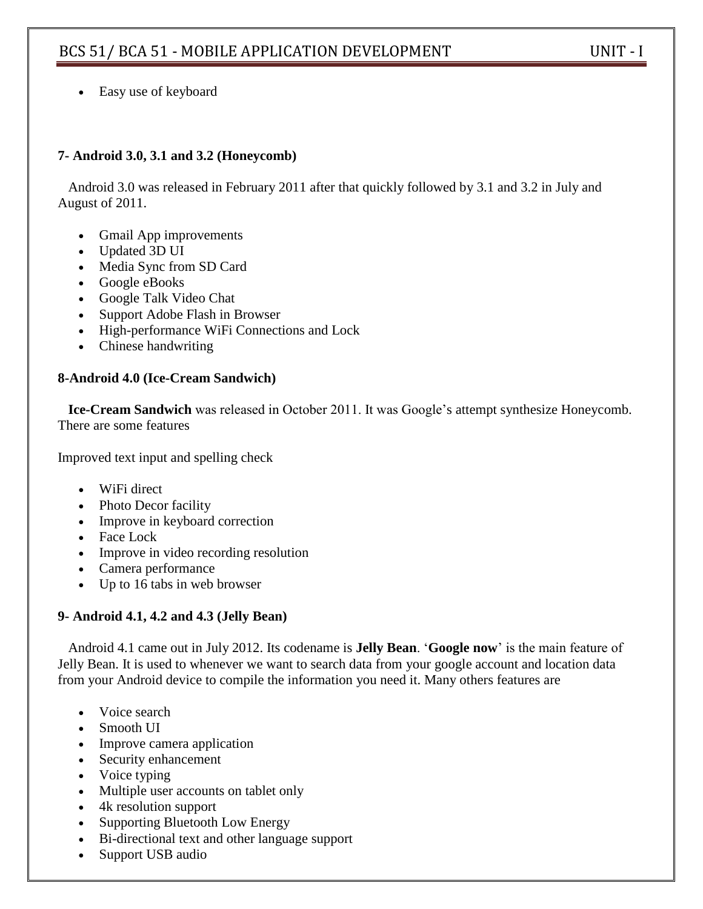- Easy use of keyboard

**7- Android 3.0, 3.1 and 3.2 (Honeycomb)**

Android 3.0 was released in February 2011 after that quickly followed by 3.1 and 3.2 in July and August of 2011.

- Gmail App improvements
- Updated 3D UI
- Media Sync from SD Card
- Google eBooks
- Google Talk Video Chat
- Support Adobe Flash in Browser
- High-performance WiFi Connections and Lock
- Chinese handwriting

**8-Android 4.0 (Ice-Cream Sandwich)**

**Ice-Cream Sandwich** was released in October 2011. It was Google's attempt synthesize Honeycomb. There are some features

Improved text input and spelling check

- WiFi direct
- Photo Decor facility
- Improve in keyboard correction
- Face Lock
- Improve in video recording resolution
- Camera performance
- Up to 16 tabs in web browser

**9- Android 4.1, 4.2 and 4.3 (Jelly Bean)**

Android 4.1 came out in July 2012. Its codename is **Jelly Bean**. '**Google now**' is the main feature of Jelly Bean. It is used to whenever we want to search data from your google account and location data from your Android device to compile the information you need it. Many others features are

- Voice search
- Smooth UI
- Improve camera application
- Security enhancement
- Voice typing
- Multiple user accounts on tablet only
- 4k resolution support
- Supporting Bluetooth Low Energy
- Bi-directional text and other language support
- Support USB audio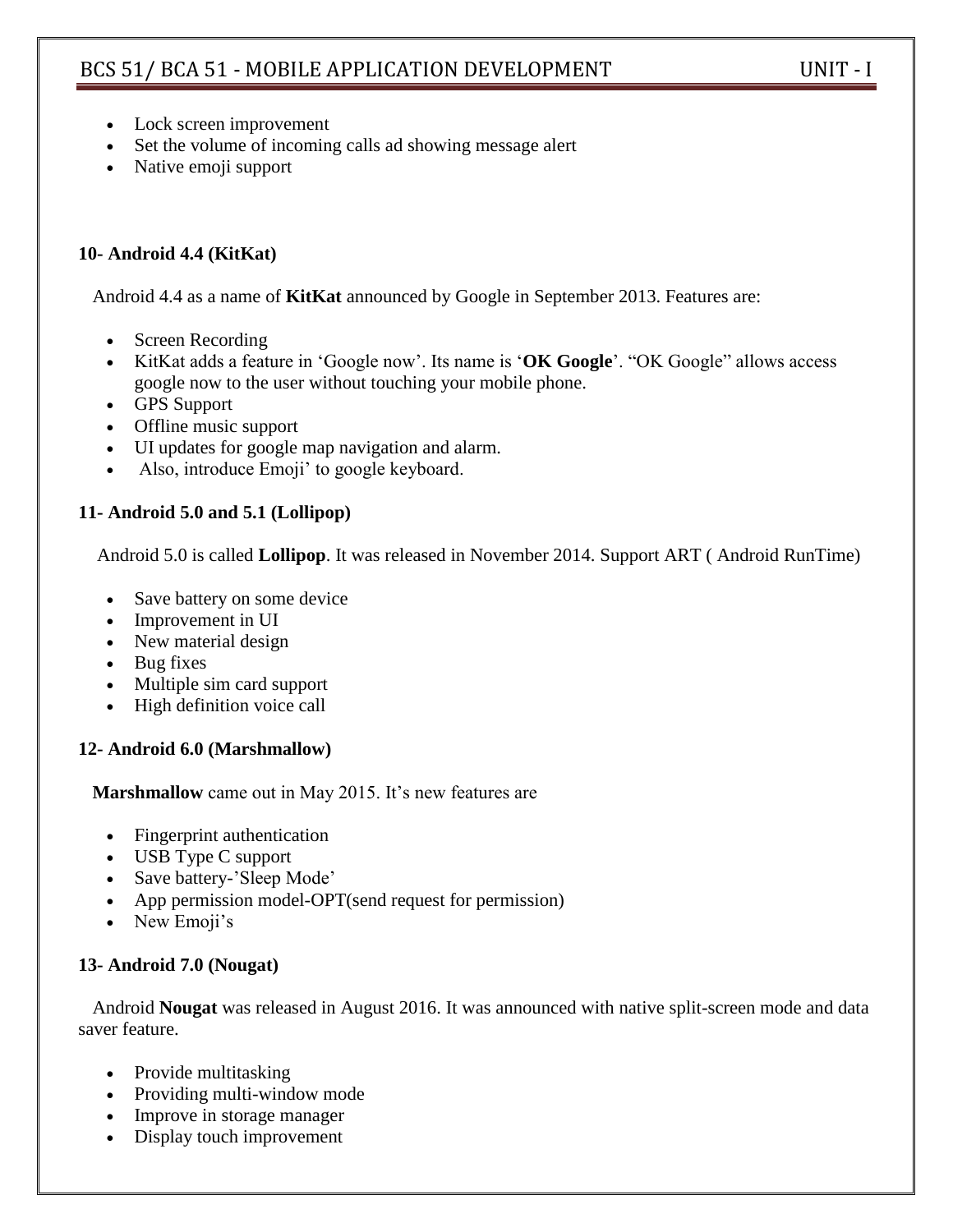- Lock screen improvement
- Set the volume of incoming calls ad showing message alert
- Native emoji support

**10- Android 4.4 (KitKat)**

Android 4.4 as a name of **KitKat** announced by Google in September 2013. Features are:

- Screen Recording
- KitKat adds a feature in 'Google now'. Its name is '**OK Google**'. "OK Google" allows access google now to the user without touching your mobile phone.
- GPS Support
- Offline music support
- UI updates for google map navigation and alarm.
- Also, introduce Emoji' to google keyboard.

**11- Android 5.0 and 5.1 (Lollipop)**

Android 5.0 is called **Lollipop**. It was released in November 2014. Support ART ( Android RunTime)

- Save battery on some device
- Improvement in UI
- New material design
- Bug fixes
- Multiple sim card support
- High definition voice call

**12- Android 6.0 (Marshmallow)**

**Marshmallow** came out in May 2015. It's new features are

- Fingerprint authentication
- USB Type C support
- Save battery-'Sleep Mode'
- App permission model-OPT(send request for permission)
- New Emoji's

**13- Android 7.0 (Nougat)**

Android **Nougat** was released in August 2016. It was announced with native split-screen mode and data saver feature.

- Provide multitasking
- Providing multi-window mode
- Improve in storage manager
- Display touch improvement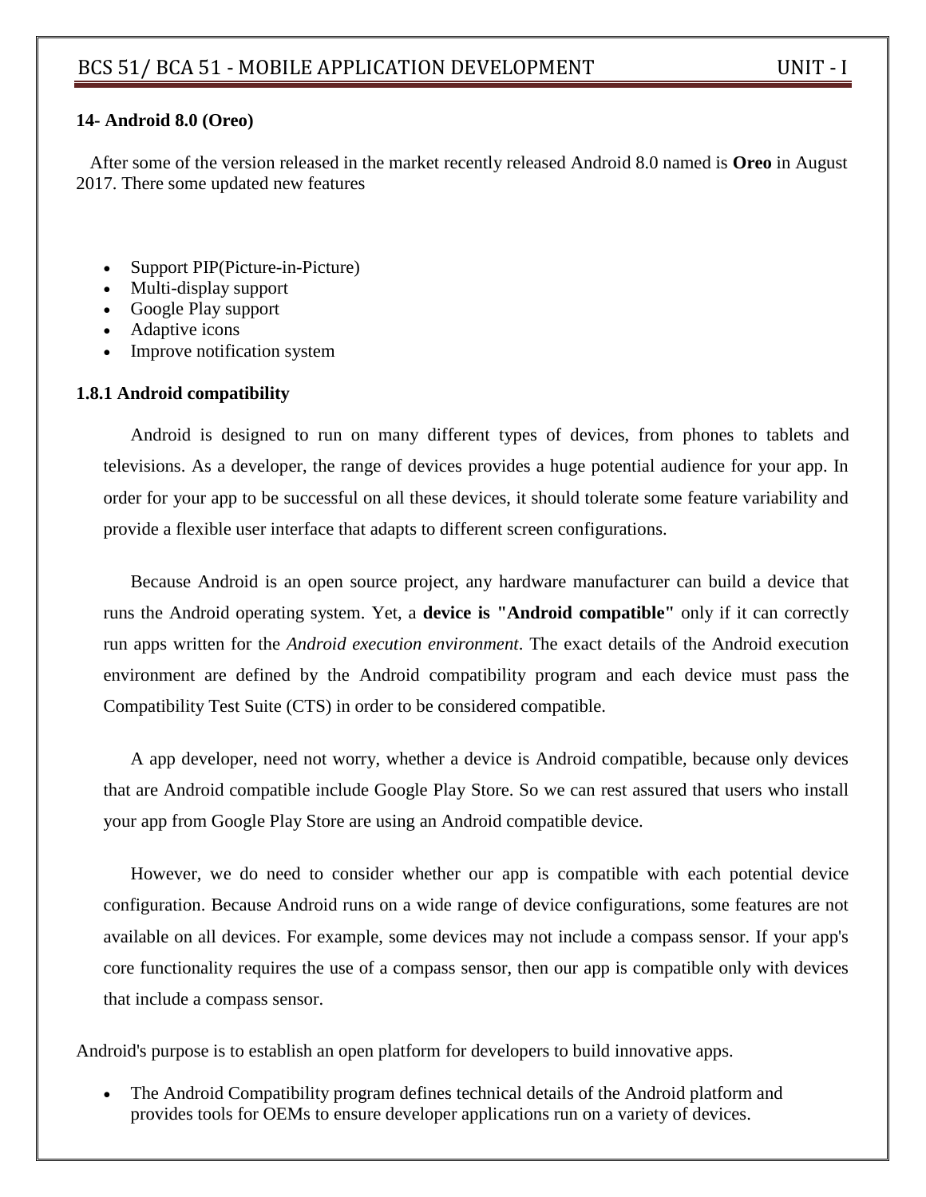**14- Android 8.0 (Oreo)**

After some of the version released in the market recently released Android 8.0 named is **Oreo** in August 2017. There some updated new features

- Support PIP(Picture-in-Picture)
- Multi-display support
- Google Play support
- Adaptive icons
- Improve notification system

**1.8.1 Android compatibility**

Android is designed to run on many different types of devices, from phones to tablets and televisions. As a developer, the range of devices provides a huge potential audience for your app. In order for your app to be successful on all these devices, it should tolerate some feature variability and provide a flexible user interface that adapts to different screen configurations.

Because Android is an open source project, any hardware manufacturer can build a device that runs the Android operating system. Yet, a **device is "Android compatible"** only if it can correctly run apps written for the *Android execution environment*. The exact details of the Android execution environment are defined by the Android compatibility program and each device must pass the Compatibility Test Suite (CTS) in order to be considered compatible.

A app developer, need not worry, whether a device is Android compatible, because only devices that are Android compatible include Google Play Store. So we can rest assured that users who install your app from Google Play Store are using an Android compatible device.

However, we do need to consider whether our app is compatible with each potential device configuration. Because Android runs on a wide range of device configurations, some features are not available on all devices. For example, some devices may not include a compass sensor. If your app's core functionality requires the use of a compass sensor, then our app is compatible only with devices that include a compass sensor.

Android's purpose is to establish an open platform for developers to build innovative apps.

- The Android Compatibility program defines technical details of the Android platform and provides tools for OEMs to ensure developer applications run on a variety of devices.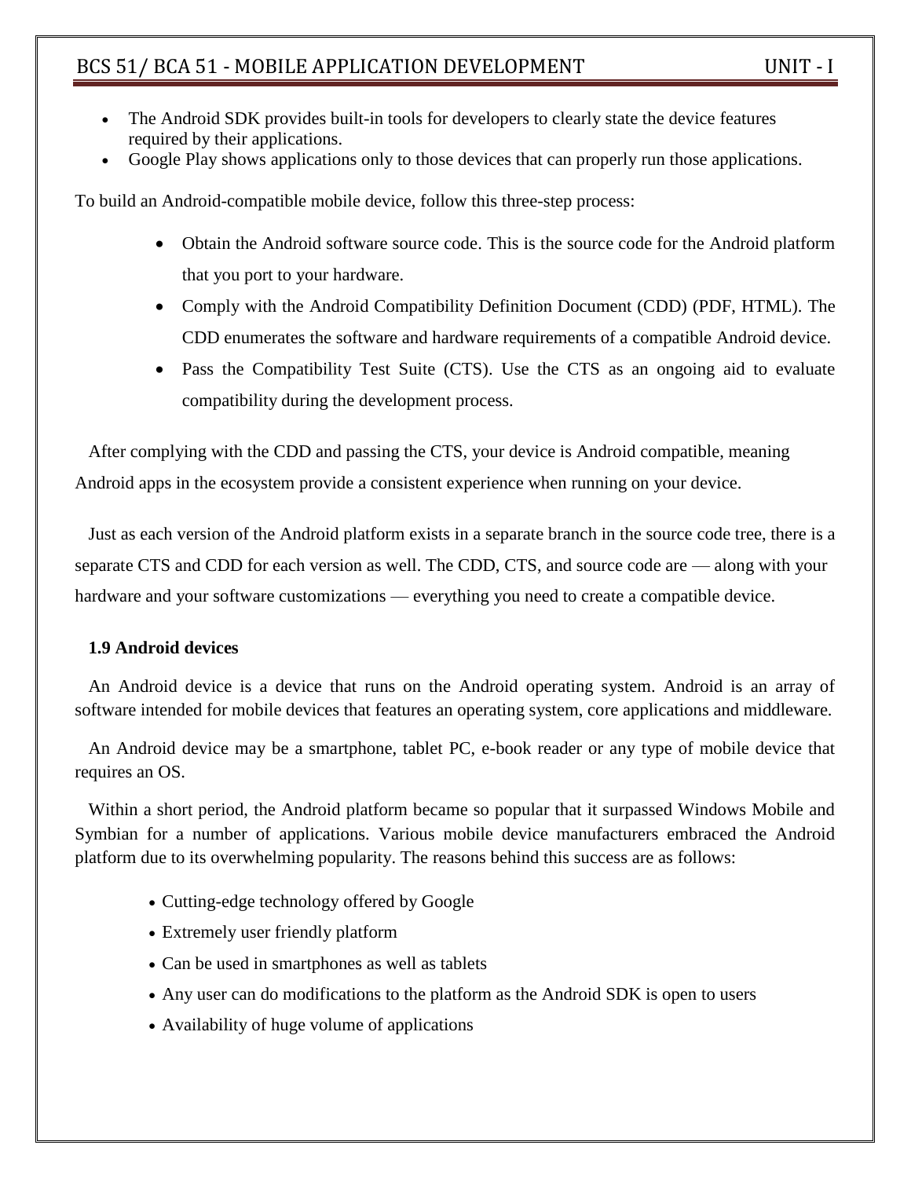- The Android SDK provides built-in tools for developers to clearly state the device features required by their applications.
- Google Play shows applications only to those devices that can properly run those applications.

To build an Android-compatible mobile device, follow this three-step process:

- Obtain the Android software source code. This is the source code for the Android platform that you port to your hardware.
- Comply with the Android Compatibility Definition Document (CDD) (PDF, HTML). The CDD enumerates the software and hardware requirements of a compatible Android device.
- Pass the Compatibility Test Suite (CTS). Use the CTS as an ongoing aid to evaluate compatibility during the development process.

After complying with the CDD and passing the CTS, your device is Android compatible, meaning Android apps in the ecosystem provide a consistent experience when running on your device.

Just as each version of the Android platform exists in a separate branch in the source code tree, there is a separate CTS and CDD for each version as well. The CDD, CTS, and source code are — along with your hardware and your software customizations — everything you need to create a compatible device.

**1.9 Android devices**

An Android device is a device that runs on the Android operating system. Android is an array of software intended for mobile devices that features an operating system, core applications and middleware.

An Android device may be a smartphone, tablet PC, e-book reader or any type of mobile device that requires an OS.

Within a short period, the Android platform became so popular that it surpassed Windows Mobile and Symbian for a number of applications. Various mobile device manufacturers embraced the Android platform due to its overwhelming popularity. The reasons behind this success are as follows:

- Cutting-edge technology offered by Google
- Extremely user friendly platform
- Can be used in smartphones as well as tablets
- Any user can do modifications to the platform as the Android SDK is open to users
- Availability of huge volume of applications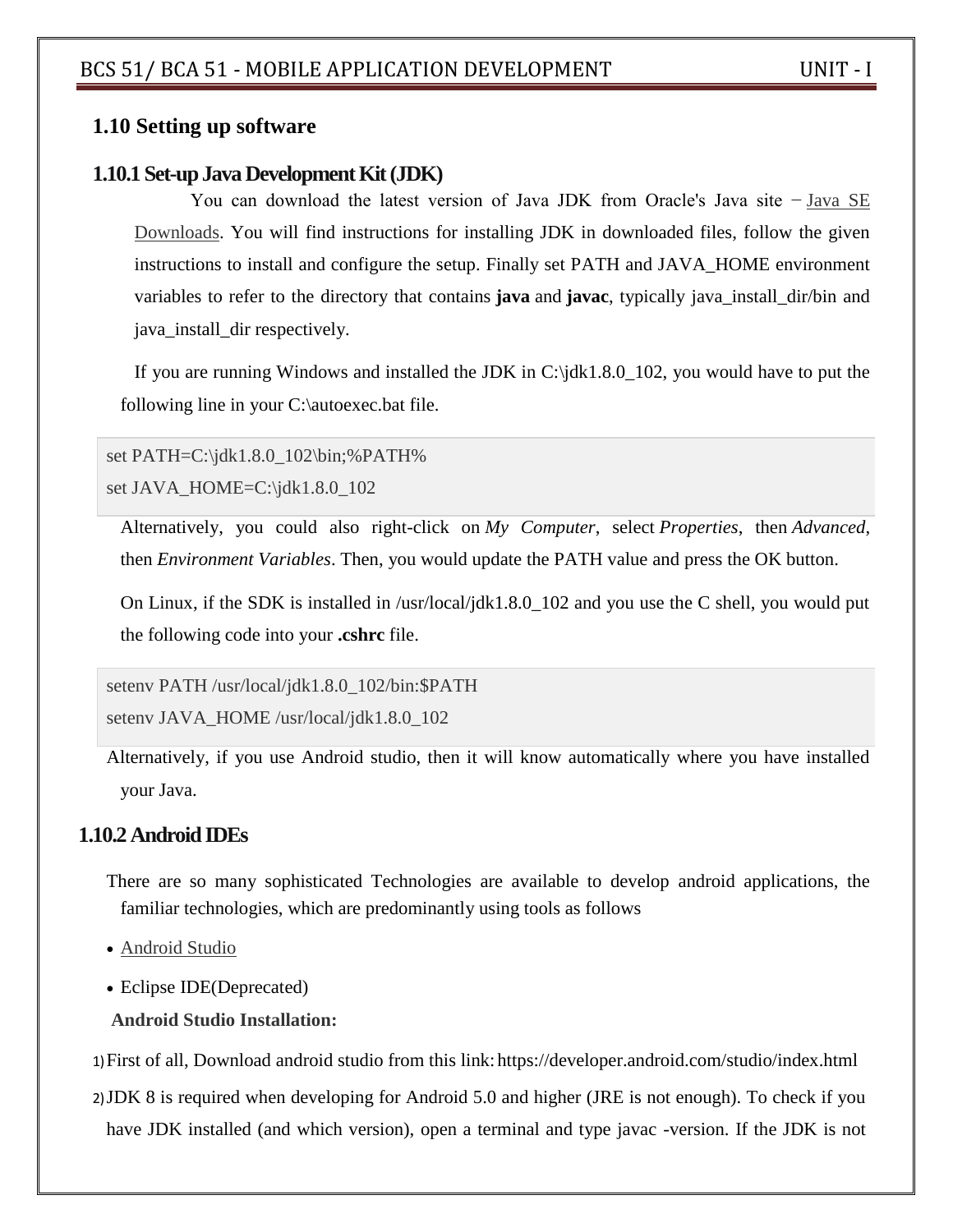## 1.10 Setting up software

### 1.10.1 Set-up Java Development Kit (JDK)

You can download the latest version of Java JDK from Oracle's Java site − Java SE Downloads. You will find instructions for installing JDK in downloaded files, follow the given instructions to install and configure the setup. Finally set PATH and JAVA_HOME environment variables to refer to the directory that contains **java** and **javac**, typically java_install_dir/bin and java_install_dir respectively.

If you are running Windows and installed the JDK in C:\jdk1.8.0_102, you would have to put the following line in your C:\autoexec.bat file.

```
set PATH=C:\jdk1.8.0_102\bin;%PATH%
set JAVA_HOME=C:\jdk1.8.0_102
```

Alternatively, you could also right-click on *My Computer*, select *Properties*, then *Advanced*, then *Environment Variables*. Then, you would update the PATH value and press the OK button.

On Linux, if the SDK is installed in /usr/local/jdk1.8.0_102 and you use the C shell, you would put the following code into your **.cshrc** file.

```
setenv PATH /usr/local/jdk1.8.0_102/bin:$PATH
setenv JAVA_HOME /usr/local/jdk1.8.0_102
```

Alternatively, if you use Android studio, then it will know automatically where you have installed your Java.

### 1.10.2 Android IDEs

There are so many sophisticated Technologies are available to develop android applications, the familiar technologies, which are predominantly using tools as follows

- Android Studio
- Eclipse IDE(Deprecated)

**Android Studio Installation:**

1) First of all, Download android studio from this link: https://developer.android.com/studio/index.html
2) JDK 8 is required when developing for Android 5.0 and higher (JRE is not enough). To check if you have JDK installed (and which version), open a terminal and type javac -version. If the JDK is not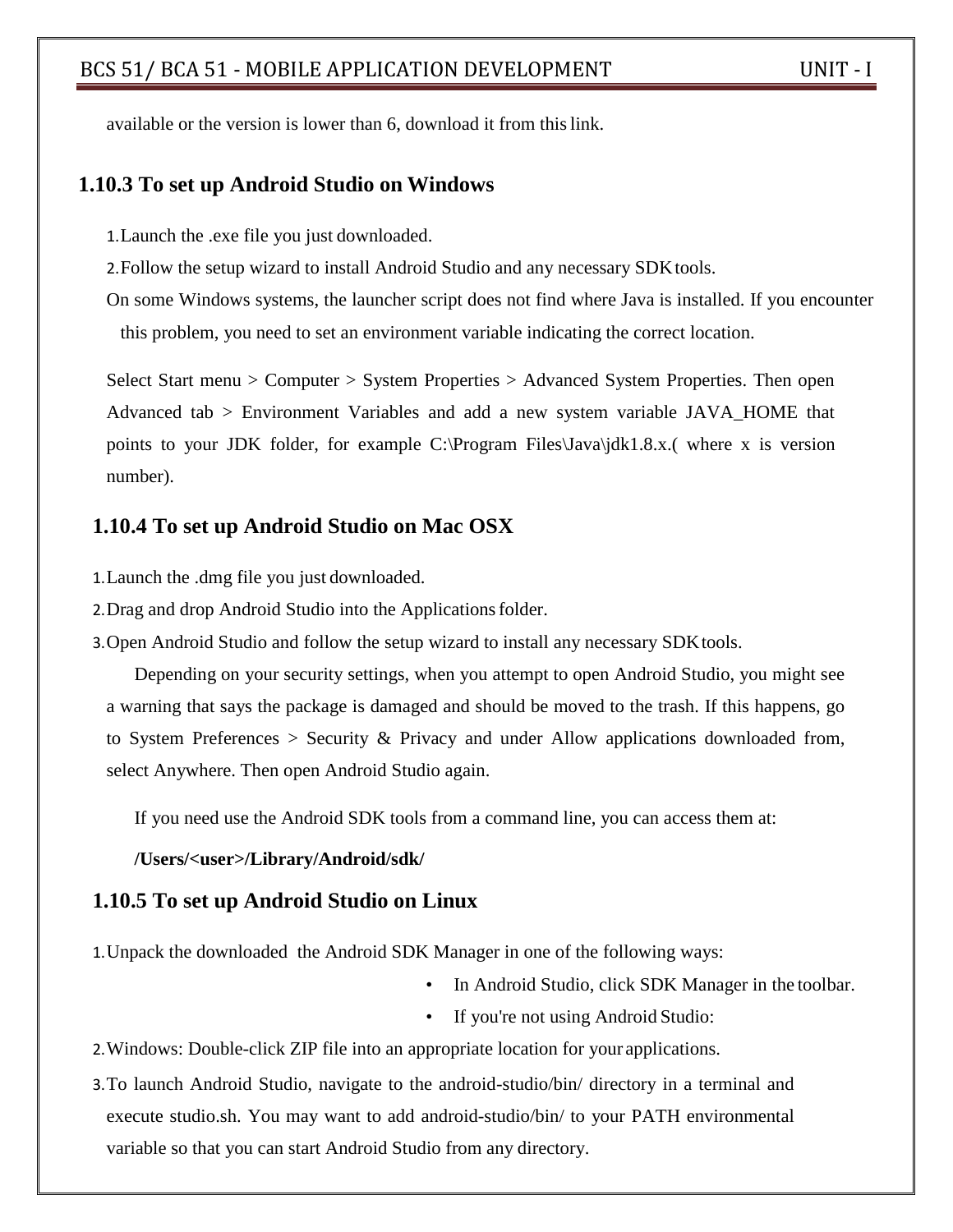available or the version is lower than 6, download it from this link.

### 1.10.3 To set up Android Studio on Windows

1. Launch the .exe file you just downloaded.
2. Follow the setup wizard to install Android Studio and any necessary SDK tools.

On some Windows systems, the launcher script does not find where Java is installed. If you encounter this problem, you need to set an environment variable indicating the correct location.

Select Start menu > Computer > System Properties > Advanced System Properties. Then open Advanced tab > Environment Variables and add a new system variable JAVA_HOME that points to your JDK folder, for example C:\Program Files\Java\jdk1.8.x.( where x is version number).

### 1.10.4 To set up Android Studio on Mac OSX

1. Launch the .dmg file you just downloaded.
2. Drag and drop Android Studio into the Applications folder.
3. Open Android Studio and follow the setup wizard to install any necessary SDK tools.

Depending on your security settings, when you attempt to open Android Studio, you might see a warning that says the package is damaged and should be moved to the trash. If this happens, go to System Preferences > Security & Privacy and under Allow applications downloaded from, select Anywhere. Then open Android Studio again.

If you need use the Android SDK tools from a command line, you can access them at:

**/Users/<user>/Library/Android/sdk/**

### 1.10.5 To set up Android Studio on Linux

1. Unpack the downloaded the Android SDK Manager in one of the following ways:
   - In Android Studio, click SDK Manager in the toolbar.
   - If you're not using Android Studio:
2. Windows: Double-click ZIP file into an appropriate location for your applications.
3. To launch Android Studio, navigate to the android-studio/bin/ directory in a terminal and execute studio.sh. You may want to add android-studio/bin/ to your PATH environmental variable so that you can start Android Studio from any directory.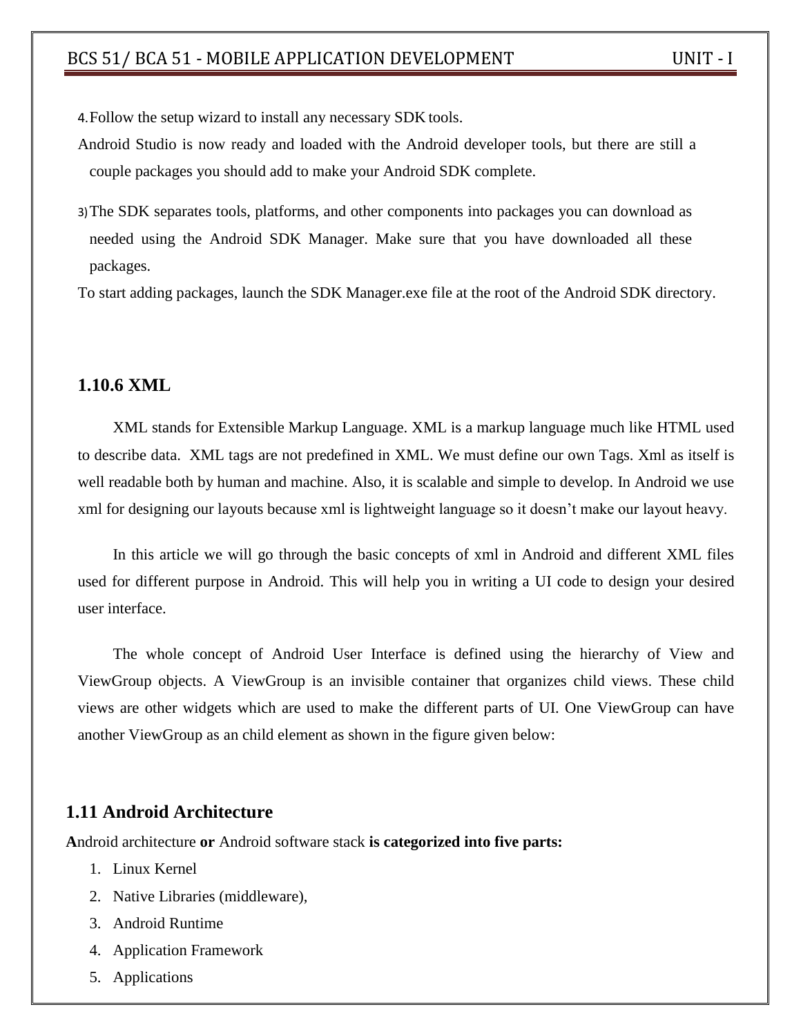4. Follow the setup wizard to install any necessary SDK tools.

Android Studio is now ready and loaded with the Android developer tools, but there are still a couple packages you should add to make your Android SDK complete.

3) The SDK separates tools, platforms, and other components into packages you can download as needed using the Android SDK Manager. Make sure that you have downloaded all these packages.

To start adding packages, launch the SDK Manager.exe file at the root of the Android SDK directory.

### 1.10.6 XML

XML stands for Extensible Markup Language. XML is a markup language much like HTML used to describe data. XML tags are not predefined in XML. We must define our own Tags. Xml as itself is well readable both by human and machine. Also, it is scalable and simple to develop. In Android we use xml for designing our layouts because xml is lightweight language so it doesn't make our layout heavy.

In this article we will go through the basic concepts of xml in Android and different XML files used for different purpose in Android. This will help you in writing a UI code to design your desired user interface.

The whole concept of Android User Interface is defined using the hierarchy of View and ViewGroup objects. A ViewGroup is an invisible container that organizes child views. These child views are other widgets which are used to make the different parts of UI. One ViewGroup can have another ViewGroup as an child element as shown in the figure given below:

## 1.11 Android Architecture

**A**ndroid architecture **or** Android software stack **is categorized into five parts:**

1. Linux Kernel
2. Native Libraries (middleware),
3. Android Runtime
4. Application Framework
5. Applications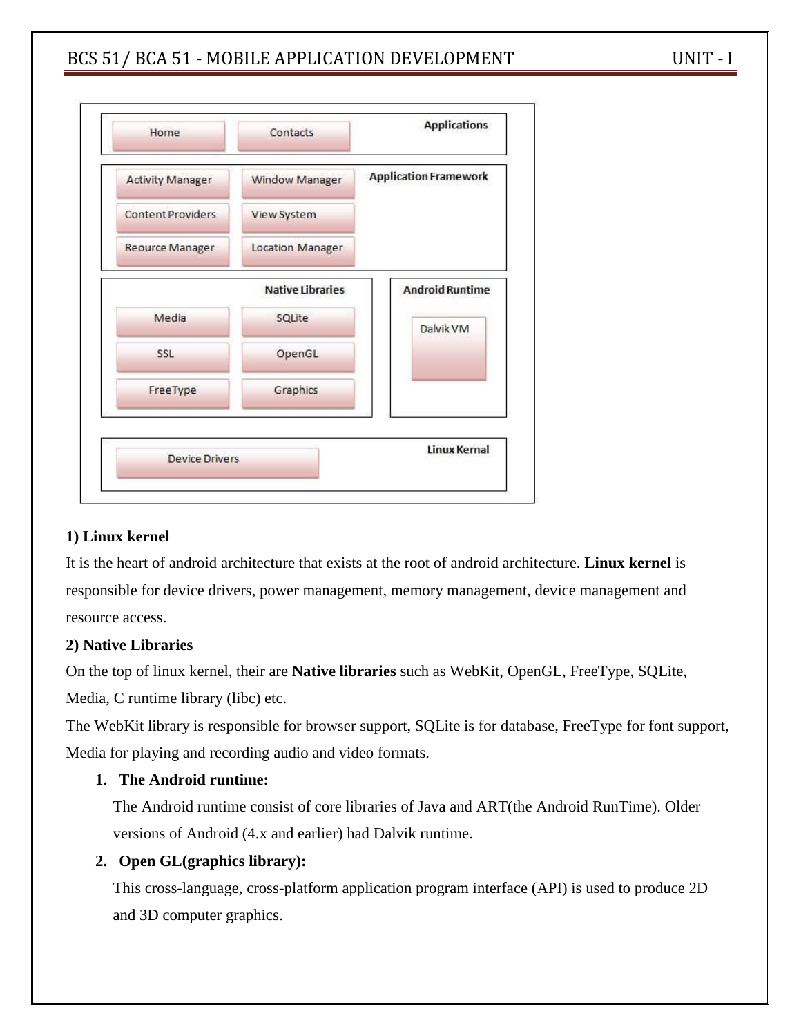**Applications**
- Home
- Contacts

**Application Framework**
- Activity Manager
- Window Manager
- Content Providers
- View System
- Reource Manager
- Location Manager

**Native Libraries**
- Media
- SQLite
- SSL
- OpenGL
- FreeType
- Graphics

**Android Runtime**
- Dalvik VM

**Linux Kernal**
- Device Drivers

**1) Linux kernel**

It is the heart of android architecture that exists at the root of android architecture. **Linux kernel** is responsible for device drivers, power management, memory management, device management and resource access.

**2) Native Libraries**

On the top of linux kernel, their are **Native libraries** such as WebKit, OpenGL, FreeType, SQLite, Media, C runtime library (libc) etc.

The WebKit library is responsible for browser support, SQLite is for database, FreeType for font support, Media for playing and recording audio and video formats.

1. **The Android runtime:**

   The Android runtime consist of core libraries of Java and ART(the Android RunTime). Older versions of Android (4.x and earlier) had Dalvik runtime.

2. **Open GL(graphics library):**

   This cross-language, cross-platform application program interface (API) is used to produce 2D and 3D computer graphics.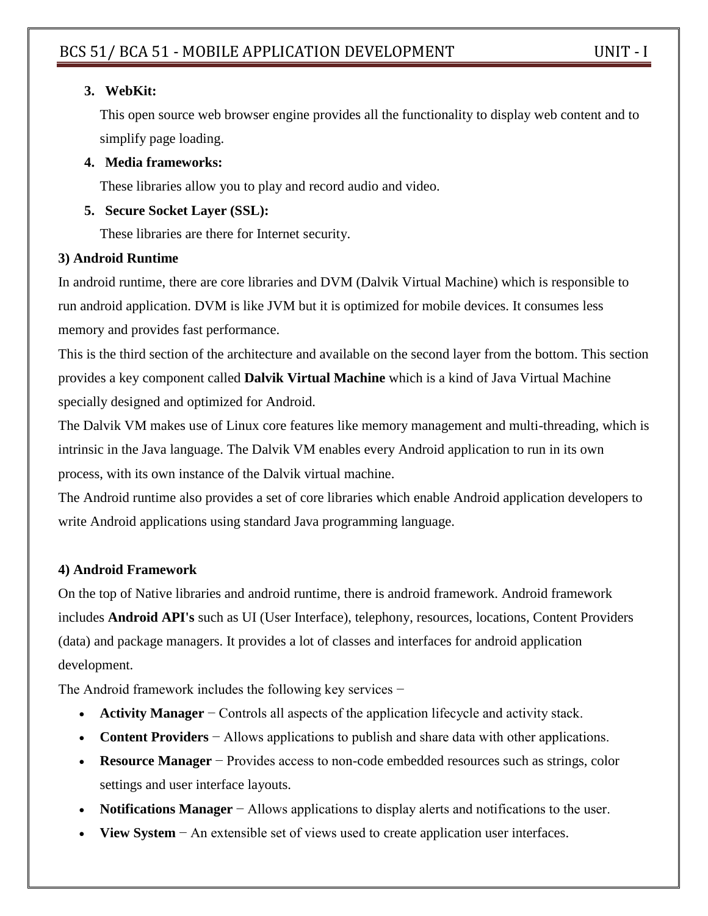3. **WebKit:**

   This open source web browser engine provides all the functionality to display web content and to simplify page loading.

4. **Media frameworks:**

   These libraries allow you to play and record audio and video.

5. **Secure Socket Layer (SSL):**

   These libraries are there for Internet security.

**3) Android Runtime**

In android runtime, there are core libraries and DVM (Dalvik Virtual Machine) which is responsible to run android application. DVM is like JVM but it is optimized for mobile devices. It consumes less memory and provides fast performance.

This is the third section of the architecture and available on the second layer from the bottom. This section provides a key component called **Dalvik Virtual Machine** which is a kind of Java Virtual Machine specially designed and optimized for Android.

The Dalvik VM makes use of Linux core features like memory management and multi-threading, which is intrinsic in the Java language. The Dalvik VM enables every Android application to run in its own process, with its own instance of the Dalvik virtual machine.

The Android runtime also provides a set of core libraries which enable Android application developers to write Android applications using standard Java programming language.

**4) Android Framework**

On the top of Native libraries and android runtime, there is android framework. Android framework includes **Android API's** such as UI (User Interface), telephony, resources, locations, Content Providers (data) and package managers. It provides a lot of classes and interfaces for android application development.

The Android framework includes the following key services −

- **Activity Manager** − Controls all aspects of the application lifecycle and activity stack.
- **Content Providers** − Allows applications to publish and share data with other applications.
- **Resource Manager** − Provides access to non-code embedded resources such as strings, color settings and user interface layouts.
- **Notifications Manager** − Allows applications to display alerts and notifications to the user.
- **View System** − An extensible set of views used to create application user interfaces.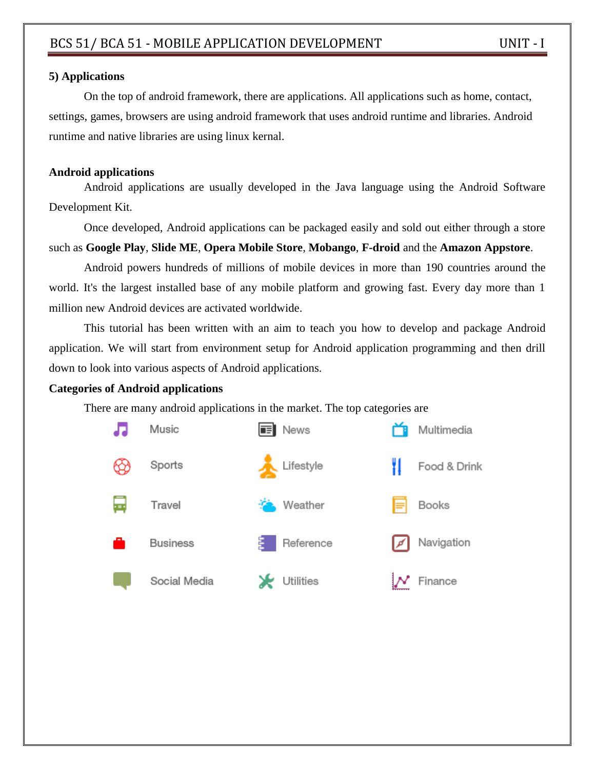**5) Applications**

On the top of android framework, there are applications. All applications such as home, contact, settings, games, browsers are using android framework that uses android runtime and libraries. Android runtime and native libraries are using linux kernal.

**Android applications**

Android applications are usually developed in the Java language using the Android Software Development Kit.

Once developed, Android applications can be packaged easily and sold out either through a store such as **Google Play**, **Slide ME**, **Opera Mobile Store**, **Mobango**, **F-droid** and the **Amazon Appstore**.

Android powers hundreds of millions of mobile devices in more than 190 countries around the world. It's the largest installed base of any mobile platform and growing fast. Every day more than 1 million new Android devices are activated worldwide.

This tutorial has been written with an aim to teach you how to develop and package Android application. We will start from environment setup for Android application programming and then drill down to look into various aspects of Android applications.

**Categories of Android applications**

There are many android applications in the market. The top categories are

Music
News
Multimedia
Sports
Lifestyle
Food & Drink
Travel
Weather
Books
Business
Reference
Navigation
Social Media
Utilities
Finance